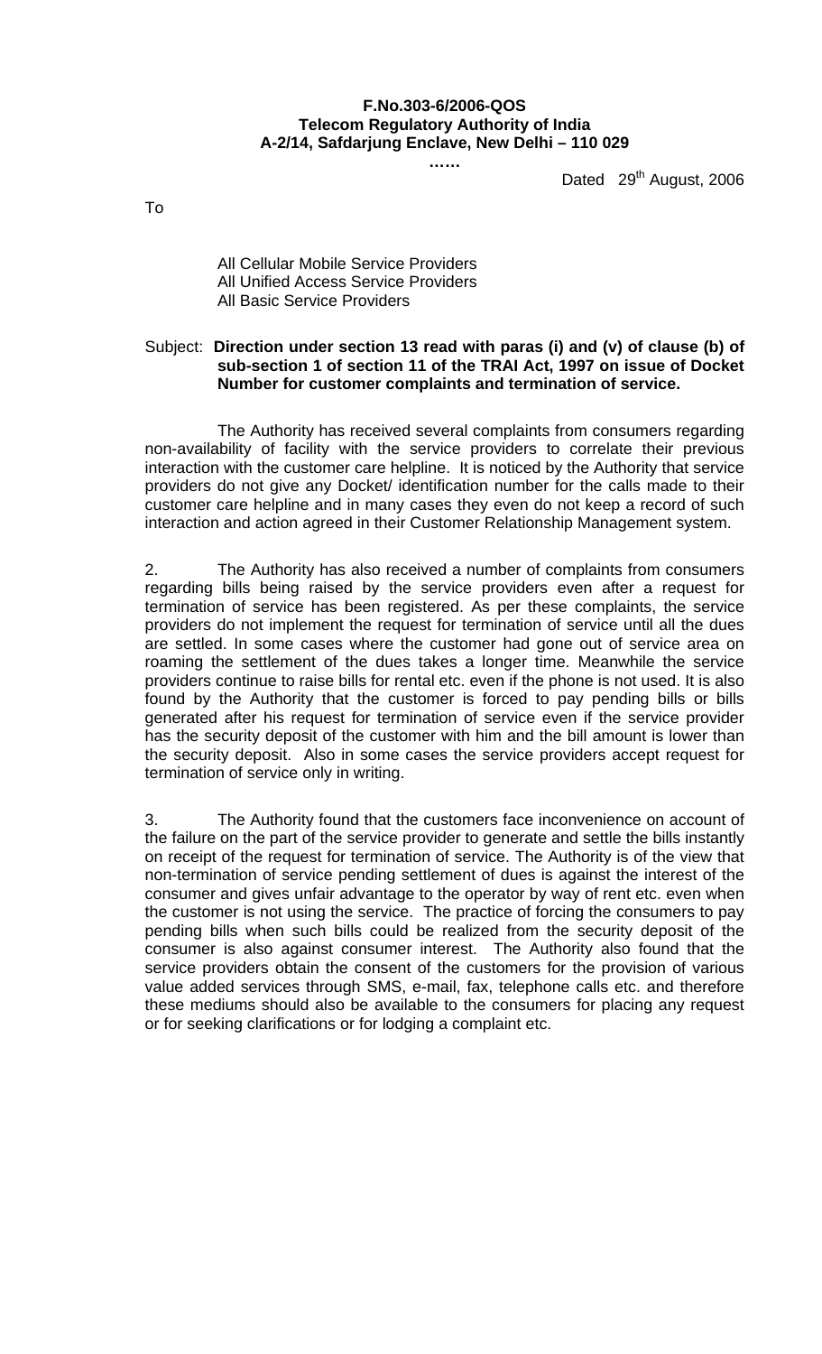**F.No.303-6/2006-QOS**
**Telecom Regulatory Authority of India**
**A-2/14, Safdarjung Enclave, New Delhi – 110 029**

……

Dated 29th August, 2006

To

All Cellular Mobile Service Providers
All Unified Access Service Providers
All Basic Service Providers

Subject: **Direction under section 13 read with paras (i) and (v) of clause (b) of sub-section 1 of section 11 of the TRAI Act, 1997 on issue of Docket Number for customer complaints and termination of service.**

The Authority has received several complaints from consumers regarding non-availability of facility with the service providers to correlate their previous interaction with the customer care helpline. It is noticed by the Authority that service providers do not give any Docket/ identification number for the calls made to their customer care helpline and in many cases they even do not keep a record of such interaction and action agreed in their Customer Relationship Management system.

2. The Authority has also received a number of complaints from consumers regarding bills being raised by the service providers even after a request for termination of service has been registered. As per these complaints, the service providers do not implement the request for termination of service until all the dues are settled. In some cases where the customer had gone out of service area on roaming the settlement of the dues takes a longer time. Meanwhile the service providers continue to raise bills for rental etc. even if the phone is not used. It is also found by the Authority that the customer is forced to pay pending bills or bills generated after his request for termination of service even if the service provider has the security deposit of the customer with him and the bill amount is lower than the security deposit. Also in some cases the service providers accept request for termination of service only in writing.

3. The Authority found that the customers face inconvenience on account of the failure on the part of the service provider to generate and settle the bills instantly on receipt of the request for termination of service. The Authority is of the view that non-termination of service pending settlement of dues is against the interest of the consumer and gives unfair advantage to the operator by way of rent etc. even when the customer is not using the service. The practice of forcing the consumers to pay pending bills when such bills could be realized from the security deposit of the consumer is also against consumer interest. The Authority also found that the service providers obtain the consent of the customers for the provision of various value added services through SMS, e-mail, fax, telephone calls etc. and therefore these mediums should also be available to the consumers for placing any request or for seeking clarifications or for lodging a complaint etc.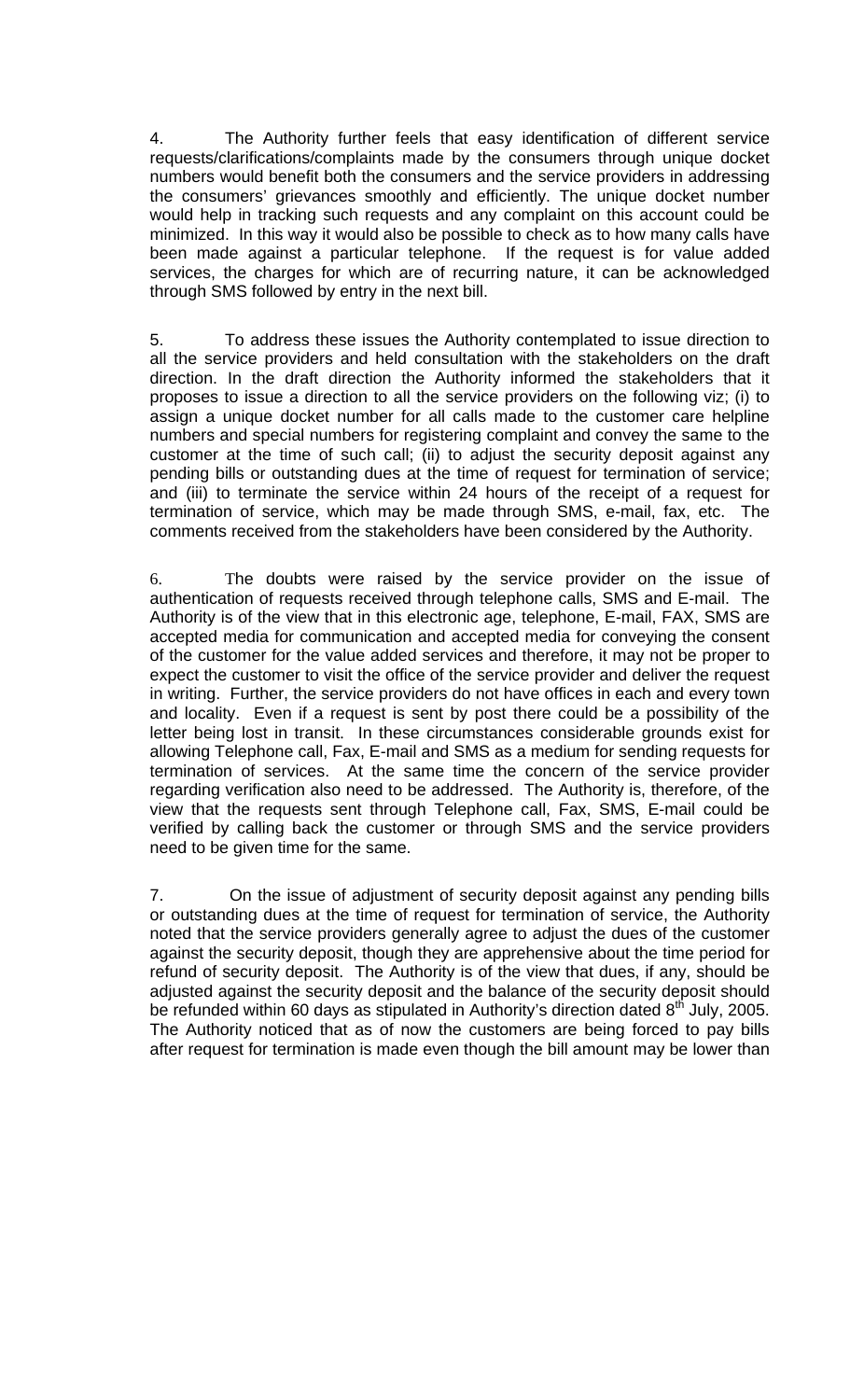4. The Authority further feels that easy identification of different service requests/clarifications/complaints made by the consumers through unique docket numbers would benefit both the consumers and the service providers in addressing the consumers' grievances smoothly and efficiently. The unique docket number would help in tracking such requests and any complaint on this account could be minimized. In this way it would also be possible to check as to how many calls have been made against a particular telephone. If the request is for value added services, the charges for which are of recurring nature, it can be acknowledged through SMS followed by entry in the next bill.

5. To address these issues the Authority contemplated to issue direction to all the service providers and held consultation with the stakeholders on the draft direction. In the draft direction the Authority informed the stakeholders that it proposes to issue a direction to all the service providers on the following viz; (i) to assign a unique docket number for all calls made to the customer care helpline numbers and special numbers for registering complaint and convey the same to the customer at the time of such call; (ii) to adjust the security deposit against any pending bills or outstanding dues at the time of request for termination of service; and (iii) to terminate the service within 24 hours of the receipt of a request for termination of service, which may be made through SMS, e-mail, fax, etc. The comments received from the stakeholders have been considered by the Authority.

6. The doubts were raised by the service provider on the issue of authentication of requests received through telephone calls, SMS and E-mail. The Authority is of the view that in this electronic age, telephone, E-mail, FAX, SMS are accepted media for communication and accepted media for conveying the consent of the customer for the value added services and therefore, it may not be proper to expect the customer to visit the office of the service provider and deliver the request in writing. Further, the service providers do not have offices in each and every town and locality. Even if a request is sent by post there could be a possibility of the letter being lost in transit. In these circumstances considerable grounds exist for allowing Telephone call, Fax, E-mail and SMS as a medium for sending requests for termination of services. At the same time the concern of the service provider regarding verification also need to be addressed. The Authority is, therefore, of the view that the requests sent through Telephone call, Fax, SMS, E-mail could be verified by calling back the customer or through SMS and the service providers need to be given time for the same.

7. On the issue of adjustment of security deposit against any pending bills or outstanding dues at the time of request for termination of service, the Authority noted that the service providers generally agree to adjust the dues of the customer against the security deposit, though they are apprehensive about the time period for refund of security deposit. The Authority is of the view that dues, if any, should be adjusted against the security deposit and the balance of the security deposit should be refunded within 60 days as stipulated in Authority's direction dated 8th July, 2005. The Authority noticed that as of now the customers are being forced to pay bills after request for termination is made even though the bill amount may be lower than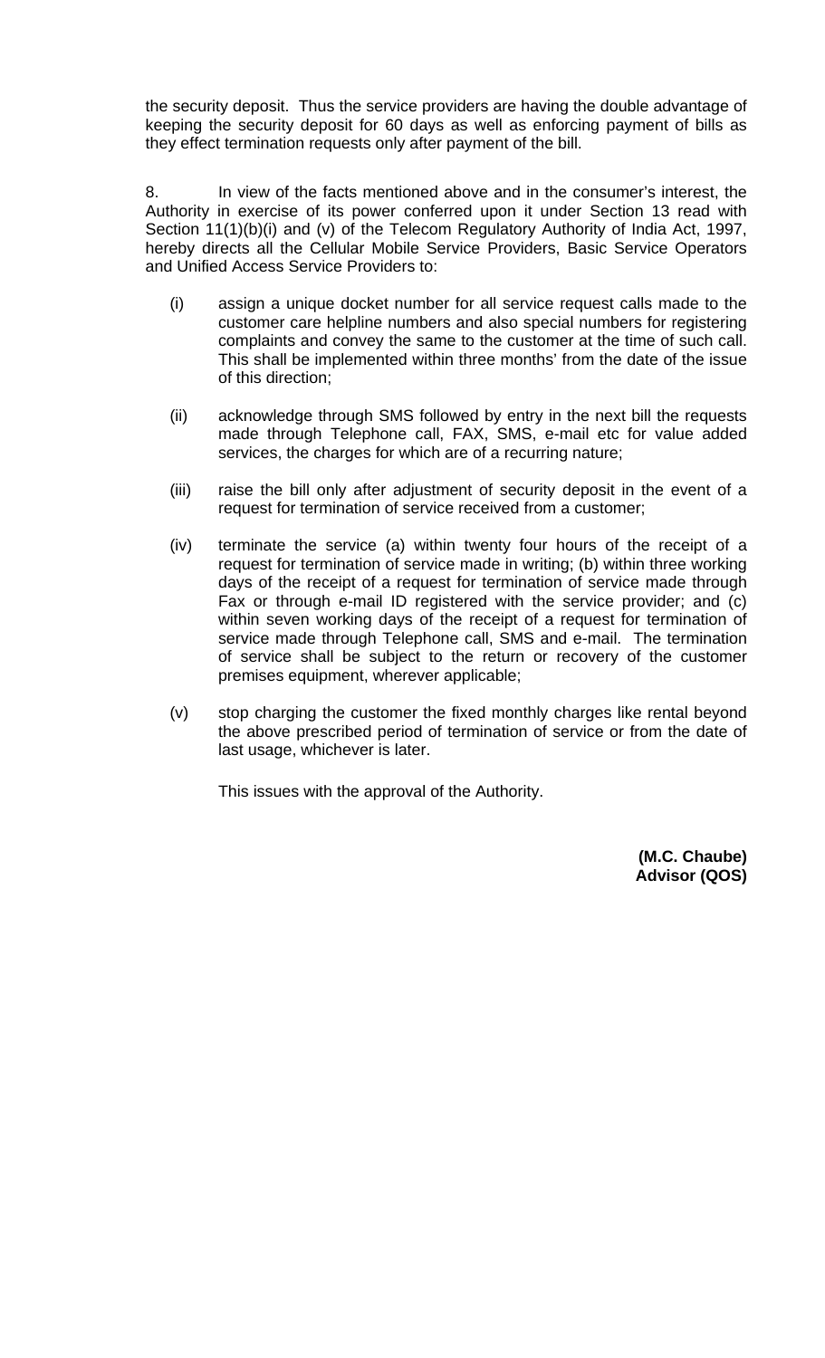the security deposit. Thus the service providers are having the double advantage of keeping the security deposit for 60 days as well as enforcing payment of bills as they effect termination requests only after payment of the bill.

8. In view of the facts mentioned above and in the consumer's interest, the Authority in exercise of its power conferred upon it under Section 13 read with Section 11(1)(b)(i) and (v) of the Telecom Regulatory Authority of India Act, 1997, hereby directs all the Cellular Mobile Service Providers, Basic Service Operators and Unified Access Service Providers to:

(i) assign a unique docket number for all service request calls made to the customer care helpline numbers and also special numbers for registering complaints and convey the same to the customer at the time of such call. This shall be implemented within three months' from the date of the issue of this direction;

(ii) acknowledge through SMS followed by entry in the next bill the requests made through Telephone call, FAX, SMS, e-mail etc for value added services, the charges for which are of a recurring nature;

(iii) raise the bill only after adjustment of security deposit in the event of a request for termination of service received from a customer;

(iv) terminate the service (a) within twenty four hours of the receipt of a request for termination of service made in writing; (b) within three working days of the receipt of a request for termination of service made through Fax or through e-mail ID registered with the service provider; and (c) within seven working days of the receipt of a request for termination of service made through Telephone call, SMS and e-mail. The termination of service shall be subject to the return or recovery of the customer premises equipment, wherever applicable;

(v) stop charging the customer the fixed monthly charges like rental beyond the above prescribed period of termination of service or from the date of last usage, whichever is later.

This issues with the approval of the Authority.

**(M.C. Chaube)**
**Advisor (QOS)**